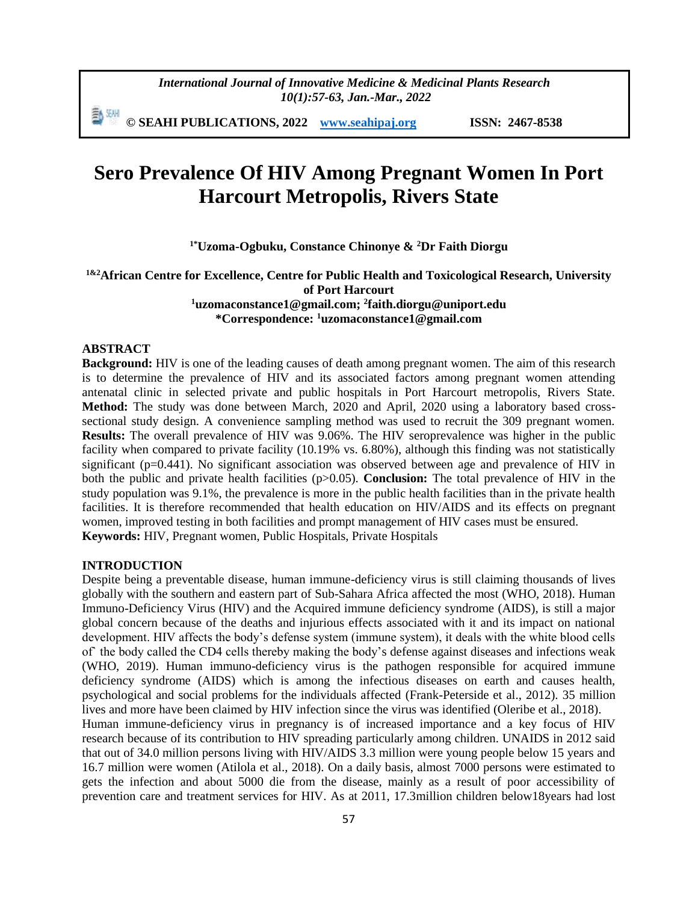# Sero Prevalence Of HIV Among Pregnant Women In Port Harcourt Metropolis, Rivers State

**[1*]Uzoma-Ogbuku, Constance Chinonye & [2]Dr Faith Diorgu**

**[1&2]African Centre for Excellence, Centre for Public Health and Toxicological Research, University of Port Harcourt**
**[1]uzomaconstance1@gmail.com; [2]faith.diorgu@uniport.edu**
***Correspondence: [1]uzomaconstance1@gmail.com**

## ABSTRACT

**Background:** HIV is one of the leading causes of death among pregnant women. The aim of this research is to determine the prevalence of HIV and its associated factors among pregnant women attending antenatal clinic in selected private and public hospitals in Port Harcourt metropolis, Rivers State. **Method:** The study was done between March, 2020 and April, 2020 using a laboratory based cross-sectional study design. A convenience sampling method was used to recruit the 309 pregnant women. **Results:** The overall prevalence of HIV was 9.06%. The HIV seroprevalence was higher in the public facility when compared to private facility (10.19% vs. 6.80%), although this finding was not statistically significant (p=0.441). No significant association was observed between age and prevalence of HIV in both the public and private health facilities (p>0.05). **Conclusion:** The total prevalence of HIV in the study population was 9.1%, the prevalence is more in the public health facilities than in the private health facilities. It is therefore recommended that health education on HIV/AIDS and its effects on pregnant women, improved testing in both facilities and prompt management of HIV cases must be ensured.
**Keywords:** HIV, Pregnant women, Public Hospitals, Private Hospitals

## INTRODUCTION

Despite being a preventable disease, human immune-deficiency virus is still claiming thousands of lives globally with the southern and eastern part of Sub-Sahara Africa affected the most (WHO, 2018). Human Immuno-Deficiency Virus (HIV) and the Acquired immune deficiency syndrome (AIDS), is still a major global concern because of the deaths and injurious effects associated with it and its impact on national development. HIV affects the body's defense system (immune system), it deals with the white blood cells of` the body called the CD4 cells thereby making the body's defense against diseases and infections weak (WHO, 2019). Human immuno-deficiency virus is the pathogen responsible for acquired immune deficiency syndrome (AIDS) which is among the infectious diseases on earth and causes health, psychological and social problems for the individuals affected (Frank-Peterside et al., 2012). 35 million lives and more have been claimed by HIV infection since the virus was identified (Oleribe et al., 2018).

Human immune-deficiency virus in pregnancy is of increased importance and a key focus of HIV research because of its contribution to HIV spreading particularly among children. UNAIDS in 2012 said that out of 34.0 million persons living with HIV/AIDS 3.3 million were young people below 15 years and 16.7 million were women (Atilola et al., 2018). On a daily basis, almost 7000 persons were estimated to gets the infection and about 5000 die from the disease, mainly as a result of poor accessibility of prevention care and treatment services for HIV. As at 2011, 17.3million children below18years had lost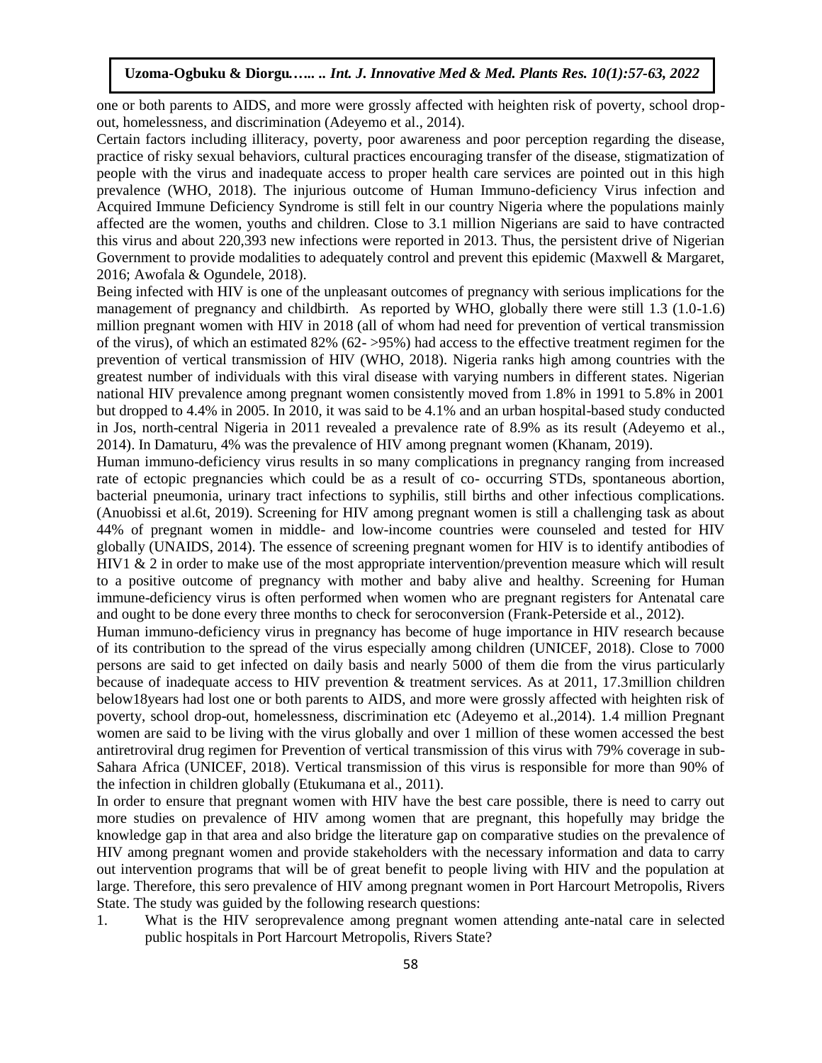one or both parents to AIDS, and more were grossly affected with heighten risk of poverty, school drop-out, homelessness, and discrimination (Adeyemo et al., 2014).

Certain factors including illiteracy, poverty, poor awareness and poor perception regarding the disease, practice of risky sexual behaviors, cultural practices encouraging transfer of the disease, stigmatization of people with the virus and inadequate access to proper health care services are pointed out in this high prevalence (WHO, 2018). The injurious outcome of Human Immuno-deficiency Virus infection and Acquired Immune Deficiency Syndrome is still felt in our country Nigeria where the populations mainly affected are the women, youths and children. Close to 3.1 million Nigerians are said to have contracted this virus and about 220,393 new infections were reported in 2013. Thus, the persistent drive of Nigerian Government to provide modalities to adequately control and prevent this epidemic (Maxwell & Margaret, 2016; Awofala & Ogundele, 2018).

Being infected with HIV is one of the unpleasant outcomes of pregnancy with serious implications for the management of pregnancy and childbirth. As reported by WHO, globally there were still 1.3 (1.0-1.6) million pregnant women with HIV in 2018 (all of whom had need for prevention of vertical transmission of the virus), of which an estimated 82% (62- >95%) had access to the effective treatment regimen for the prevention of vertical transmission of HIV (WHO, 2018). Nigeria ranks high among countries with the greatest number of individuals with this viral disease with varying numbers in different states. Nigerian national HIV prevalence among pregnant women consistently moved from 1.8% in 1991 to 5.8% in 2001 but dropped to 4.4% in 2005. In 2010, it was said to be 4.1% and an urban hospital-based study conducted in Jos, north-central Nigeria in 2011 revealed a prevalence rate of 8.9% as its result (Adeyemo et al., 2014). In Damaturu, 4% was the prevalence of HIV among pregnant women (Khanam, 2019).

Human immuno-deficiency virus results in so many complications in pregnancy ranging from increased rate of ectopic pregnancies which could be as a result of co- occurring STDs, spontaneous abortion, bacterial pneumonia, urinary tract infections to syphilis, still births and other infectious complications. (Anuobissi et al.6t, 2019). Screening for HIV among pregnant women is still a challenging task as about 44% of pregnant women in middle- and low-income countries were counseled and tested for HIV globally (UNAIDS, 2014). The essence of screening pregnant women for HIV is to identify antibodies of HIV1 & 2 in order to make use of the most appropriate intervention/prevention measure which will result to a positive outcome of pregnancy with mother and baby alive and healthy. Screening for Human immune-deficiency virus is often performed when women who are pregnant registers for Antenatal care and ought to be done every three months to check for seroconversion (Frank-Peterside et al., 2012).

Human immuno-deficiency virus in pregnancy has become of huge importance in HIV research because of its contribution to the spread of the virus especially among children (UNICEF, 2018). Close to 7000 persons are said to get infected on daily basis and nearly 5000 of them die from the virus particularly because of inadequate access to HIV prevention & treatment services. As at 2011, 17.3million children below18years had lost one or both parents to AIDS, and more were grossly affected with heighten risk of poverty, school drop-out, homelessness, discrimination etc (Adeyemo et al.,2014). 1.4 million Pregnant women are said to be living with the virus globally and over 1 million of these women accessed the best antiretroviral drug regimen for Prevention of vertical transmission of this virus with 79% coverage in sub-Sahara Africa (UNICEF, 2018). Vertical transmission of this virus is responsible for more than 90% of the infection in children globally (Etukumana et al., 2011).

In order to ensure that pregnant women with HIV have the best care possible, there is need to carry out more studies on prevalence of HIV among women that are pregnant, this hopefully may bridge the knowledge gap in that area and also bridge the literature gap on comparative studies on the prevalence of HIV among pregnant women and provide stakeholders with the necessary information and data to carry out intervention programs that will be of great benefit to people living with HIV and the population at large. Therefore, this sero prevalence of HIV among pregnant women in Port Harcourt Metropolis, Rivers State. The study was guided by the following research questions:

1. What is the HIV seroprevalence among pregnant women attending ante-natal care in selected public hospitals in Port Harcourt Metropolis, Rivers State?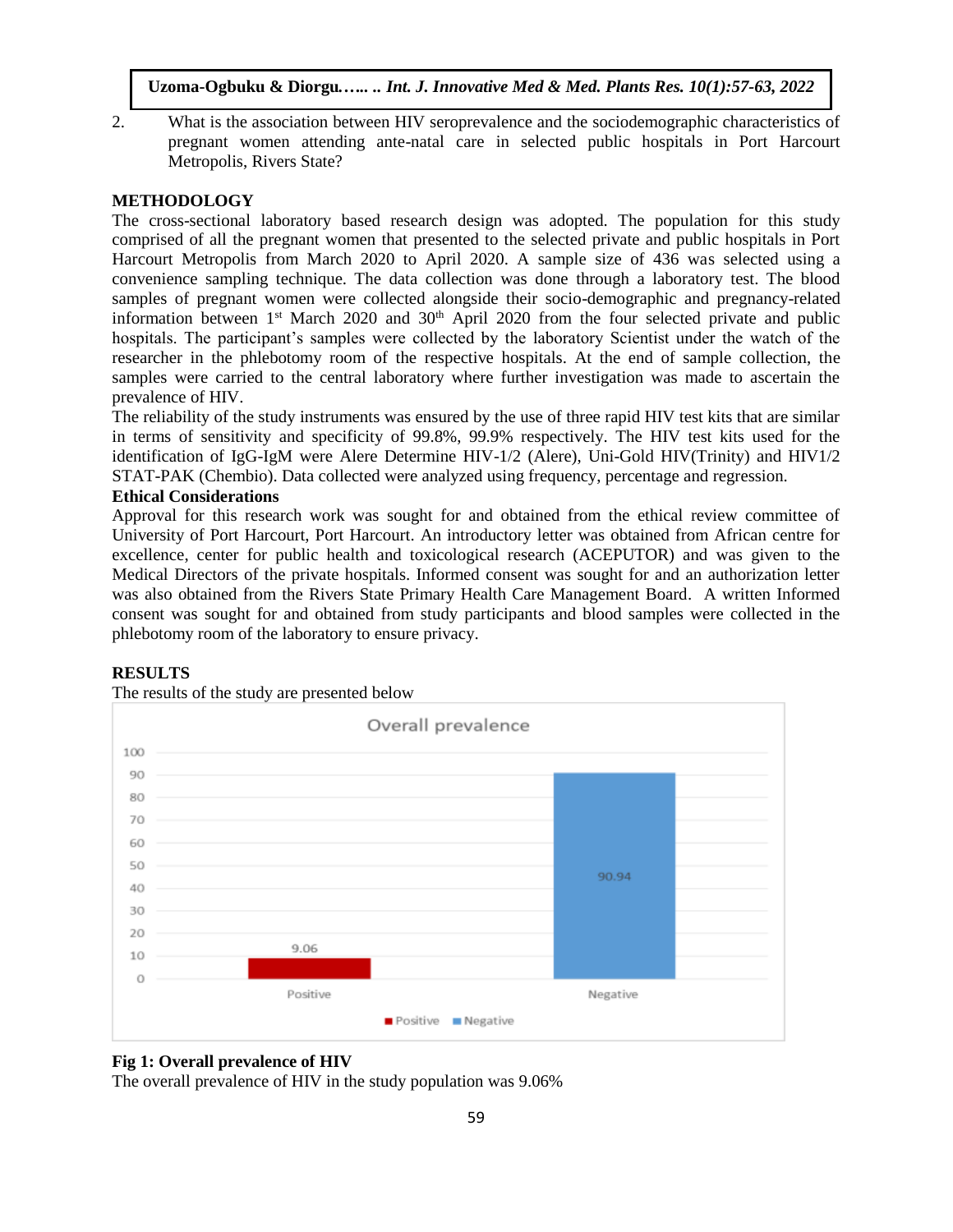2. What is the association between HIV seroprevalence and the sociodemographic characteristics of pregnant women attending ante-natal care in selected public hospitals in Port Harcourt Metropolis, Rivers State?

## METHODOLOGY

The cross-sectional laboratory based research design was adopted. The population for this study comprised of all the pregnant women that presented to the selected private and public hospitals in Port Harcourt Metropolis from March 2020 to April 2020. A sample size of 436 was selected using a convenience sampling technique. The data collection was done through a laboratory test. The blood samples of pregnant women were collected alongside their socio-demographic and pregnancy-related information between 1st March 2020 and 30th April 2020 from the four selected private and public hospitals. The participant's samples were collected by the laboratory Scientist under the watch of the researcher in the phlebotomy room of the respective hospitals. At the end of sample collection, the samples were carried to the central laboratory where further investigation was made to ascertain the prevalence of HIV.

The reliability of the study instruments was ensured by the use of three rapid HIV test kits that are similar in terms of sensitivity and specificity of 99.8%, 99.9% respectively. The HIV test kits used for the identification of IgG-IgM were Alere Determine HIV-1/2 (Alere), Uni-Gold HIV(Trinity) and HIV1/2 STAT-PAK (Chembio). Data collected were analyzed using frequency, percentage and regression.

### Ethical Considerations

Approval for this research work was sought for and obtained from the ethical review committee of University of Port Harcourt, Port Harcourt. An introductory letter was obtained from African centre for excellence, center for public health and toxicological research (ACEPUTOR) and was given to the Medical Directors of the private hospitals. Informed consent was sought for and an authorization letter was also obtained from the Rivers State Primary Health Care Management Board. A written Informed consent was sought for and obtained from study participants and blood samples were collected in the phlebotomy room of the laboratory to ensure privacy.

## RESULTS

The results of the study are presented below

Overall prevalence

100
90
80
70
60
50
40
30
20
10
0

9.06
90.94

Positive
Negative

Positive Negative

**Fig 1: Overall prevalence of HIV**

The overall prevalence of HIV in the study population was 9.06%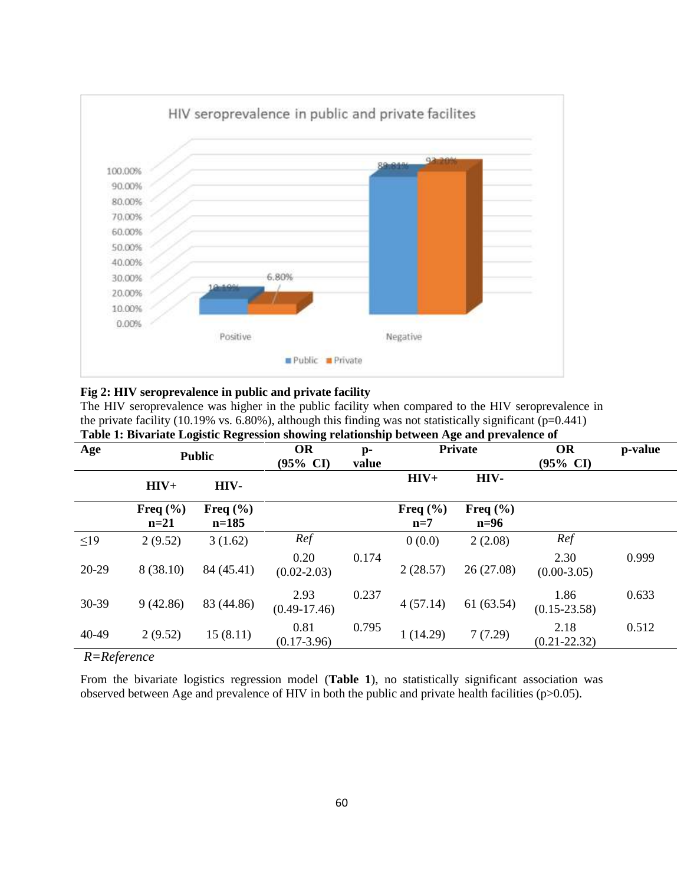HIV seroprevalence in public and private facilites

100.00%
90.00%
80.00%
70.00%
60.00%
50.00%
40.00%
30.00%
20.00%
10.00%
0.00%

10.19%
6.80%
89.81%
93.20%

Positive
Negative

Public
Private

**Fig 2: HIV seroprevalence in public and private facility**

The HIV seroprevalence was higher in the public facility when compared to the HIV seroprevalence in the private facility (10.19% vs. 6.80%), although this finding was not statistically significant (p=0.441)

**Table 1: Bivariate Logistic Regression showing relationship between Age and prevalence of**

| Age | Public | | OR (95% CI) | p-value | Private | | OR (95% CI) | p-value |
|---|---|---|---|---|---|---|---|---|
| | HIV+ | HIV- | | | HIV+ | HIV- | | |
| | Freq (%) n=21 | Freq (%) n=185 | | | Freq (%) n=7 | Freq (%) n=96 | | |
| ≤19 | 2 (9.52) | 3 (1.62) | *Ref* | | 0 (0.0) | 2 (2.08) | *Ref* | |
| 20-29 | 8 (38.10) | 84 (45.41) | 0.20 (0.02-2.03) | 0.174 | 2 (28.57) | 26 (27.08) | 2.30 (0.00-3.05) | 0.999 |
| 30-39 | 9 (42.86) | 83 (44.86) | 2.93 (0.49-17.46) | 0.237 | 4 (57.14) | 61 (63.54) | 1.86 (0.15-23.58) | 0.633 |
| 40-49 | 2 (9.52) | 15 (8.11) | 0.81 (0.17-3.96) | 0.795 | 1 (14.29) | 7 (7.29) | 2.18 (0.21-22.32) | 0.512 |

*R=Reference*

From the bivariate logistics regression model (**Table 1**), no statistically significant association was observed between Age and prevalence of HIV in both the public and private health facilities (p>0.05).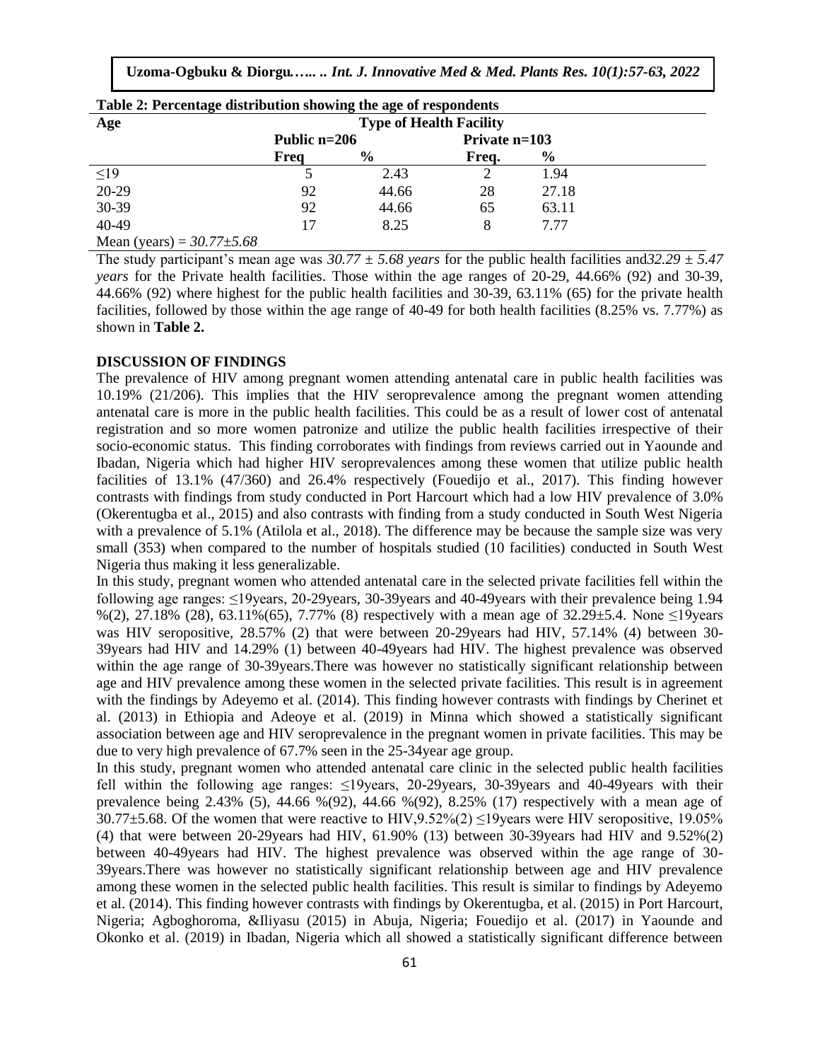**Table 2: Percentage distribution showing the age of respondents**

| Age | Type of Health Facility | | | |
|---|---|---|---|---|
| | Public n=206 | | Private n=103 | |
| | Freq | % | Freq. | % |
| ≤19 | 5 | 2.43 | 2 | 1.94 |
| 20-29 | 92 | 44.66 | 28 | 27.18 |
| 30-39 | 92 | 44.66 | 65 | 63.11 |
| 40-49 | 17 | 8.25 | 8 | 7.77 |
| Mean (years) = *30.77±5.68* | | | | |

The study participant's mean age was *30.77 ± 5.68 years* for the public health facilities and*32.29 ± 5.47 years* for the Private health facilities. Those within the age ranges of 20-29, 44.66% (92) and 30-39, 44.66% (92) where highest for the public health facilities and 30-39, 63.11% (65) for the private health facilities, followed by those within the age range of 40-49 for both health facilities (8.25% vs. 7.77%) as shown in **Table 2.**

## DISCUSSION OF FINDINGS

The prevalence of HIV among pregnant women attending antenatal care in public health facilities was 10.19% (21/206). This implies that the HIV seroprevalence among the pregnant women attending antenatal care is more in the public health facilities. This could be as a result of lower cost of antenatal registration and so more women patronize and utilize the public health facilities irrespective of their socio-economic status. This finding corroborates with findings from reviews carried out in Yaounde and Ibadan, Nigeria which had higher HIV seroprevalences among these women that utilize public health facilities of 13.1% (47/360) and 26.4% respectively (Fouedijo et al., 2017). This finding however contrasts with findings from study conducted in Port Harcourt which had a low HIV prevalence of 3.0% (Okerentugba et al., 2015) and also contrasts with finding from a study conducted in South West Nigeria with a prevalence of 5.1% (Atilola et al., 2018). The difference may be because the sample size was very small (353) when compared to the number of hospitals studied (10 facilities) conducted in South West Nigeria thus making it less generalizable.

In this study, pregnant women who attended antenatal care in the selected private facilities fell within the following age ranges: ≤19years, 20-29years, 30-39years and 40-49years with their prevalence being 1.94 %(2), 27.18% (28), 63.11%(65), 7.77% (8) respectively with a mean age of 32.29±5.4. None ≤19years was HIV seropositive, 28.57% (2) that were between 20-29years had HIV, 57.14% (4) between 30-39years had HIV and 14.29% (1) between 40-49years had HIV. The highest prevalence was observed within the age range of 30-39years.There was however no statistically significant relationship between age and HIV prevalence among these women in the selected private facilities. This result is in agreement with the findings by Adeyemo et al. (2014). This finding however contrasts with findings by Cherinet et al. (2013) in Ethiopia and Adeoye et al. (2019) in Minna which showed a statistically significant association between age and HIV seroprevalence in the pregnant women in private facilities. This may be due to very high prevalence of 67.7% seen in the 25-34year age group.

In this study, pregnant women who attended antenatal care clinic in the selected public health facilities fell within the following age ranges: ≤19years, 20-29years, 30-39years and 40-49years with their prevalence being 2.43% (5), 44.66 %(92), 44.66 %(92), 8.25% (17) respectively with a mean age of 30.77±5.68. Of the women that were reactive to HIV,9.52%(2) ≤19years were HIV seropositive, 19.05% (4) that were between 20-29years had HIV, 61.90% (13) between 30-39years had HIV and 9.52%(2) between 40-49years had HIV. The highest prevalence was observed within the age range of 30-39years.There was however no statistically significant relationship between age and HIV prevalence among these women in the selected public health facilities. This result is similar to findings by Adeyemo et al. (2014). This finding however contrasts with findings by Okerentugba, et al. (2015) in Port Harcourt, Nigeria; Agboghoroma, &Iliyasu (2015) in Abuja, Nigeria; Fouedijo et al. (2017) in Yaounde and Okonko et al. (2019) in Ibadan, Nigeria which all showed a statistically significant difference between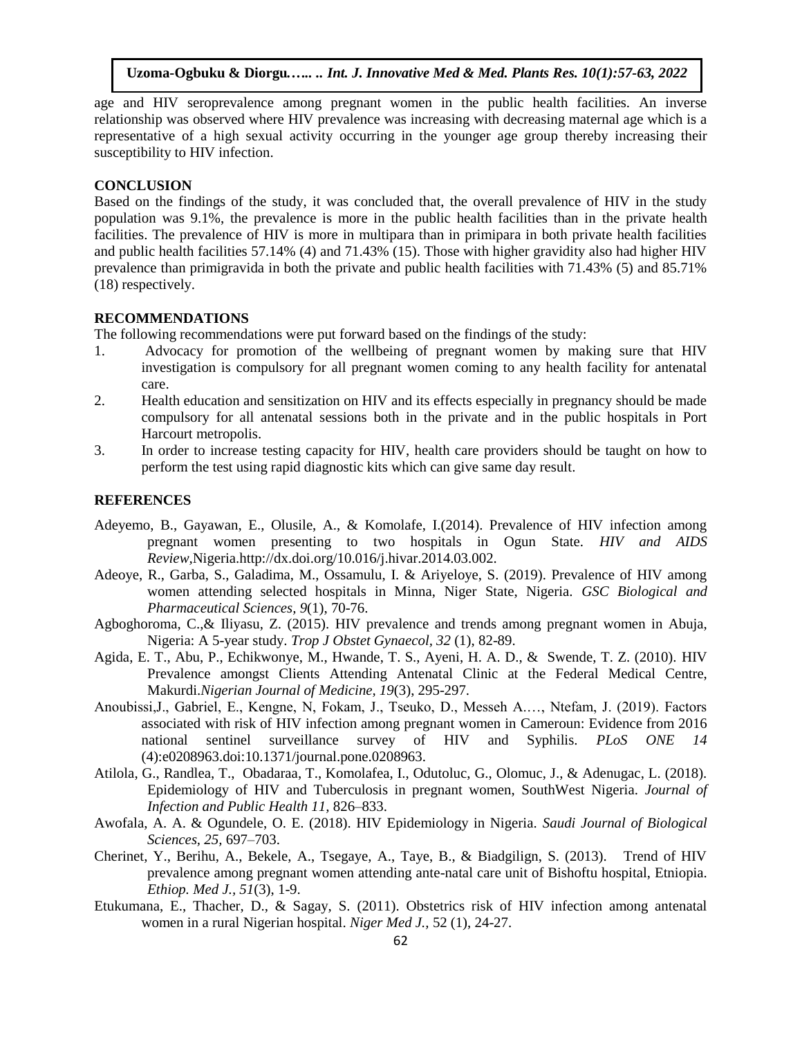age and HIV seroprevalence among pregnant women in the public health facilities. An inverse relationship was observed where HIV prevalence was increasing with decreasing maternal age which is a representative of a high sexual activity occurring in the younger age group thereby increasing their susceptibility to HIV infection.

## CONCLUSION

Based on the findings of the study, it was concluded that, the overall prevalence of HIV in the study population was 9.1%, the prevalence is more in the public health facilities than in the private health facilities. The prevalence of HIV is more in multipara than in primipara in both private health facilities and public health facilities 57.14% (4) and 71.43% (15). Those with higher gravidity also had higher HIV prevalence than primigravida in both the private and public health facilities with 71.43% (5) and 85.71% (18) respectively.

## RECOMMENDATIONS

The following recommendations were put forward based on the findings of the study:

1. Advocacy for promotion of the wellbeing of pregnant women by making sure that HIV investigation is compulsory for all pregnant women coming to any health facility for antenatal care.
2. Health education and sensitization on HIV and its effects especially in pregnancy should be made compulsory for all antenatal sessions both in the private and in the public hospitals in Port Harcourt metropolis.
3. In order to increase testing capacity for HIV, health care providers should be taught on how to perform the test using rapid diagnostic kits which can give same day result.

## REFERENCES

Adeyemo, B., Gayawan, E., Olusile, A., & Komolafe, I.(2014). Prevalence of HIV infection among pregnant women presenting to two hospitals in Ogun State. *HIV and AIDS Review*,Nigeria.http://dx.doi.org/10.016/j.hivar.2014.03.002.

Adeoye, R., Garba, S., Galadima, M., Ossamulu, I. & Ariyeloye, S. (2019). Prevalence of HIV among women attending selected hospitals in Minna, Niger State, Nigeria. *GSC Biological and Pharmaceutical Sciences, 9*(1), 70-76.

Agboghoroma, C.,& Iliyasu, Z. (2015). HIV prevalence and trends among pregnant women in Abuja, Nigeria: A 5-year study. *Trop J Obstet Gynaecol, 32* (1), 82-89.

Agida, E. T., Abu, P., Echikwonye, M., Hwande, T. S., Ayeni, H. A. D., & Swende, T. Z. (2010). HIV Prevalence amongst Clients Attending Antenatal Clinic at the Federal Medical Centre, Makurdi.*Nigerian Journal of Medicine, 19*(3), 295-297.

Anoubissi,J., Gabriel, E., Kengne, N, Fokam, J., Tseuko, D., Messeh A.…, Ntefam, J. (2019). Factors associated with risk of HIV infection among pregnant women in Cameroun: Evidence from 2016 national sentinel surveillance survey of HIV and Syphilis. *PLoS ONE 14* (4):e0208963.doi:10.1371/journal.pone.0208963.

Atilola, G., Randlea, T., Obadaraa, T., Komolafea, I., Odutoluc, G., Olomuc, J., & Adenugac, L. (2018). Epidemiology of HIV and Tuberculosis in pregnant women, SouthWest Nigeria. *Journal of Infection and Public Health 11*, 826–833.

Awofala, A. A. & Ogundele, O. E. (2018). HIV Epidemiology in Nigeria. *Saudi Journal of Biological Sciences, 25,* 697–703.

Cherinet, Y., Berihu, A., Bekele, A., Tsegaye, A., Taye, B., & Biadgilign, S. (2013). Trend of HIV prevalence among pregnant women attending ante-natal care unit of Bishoftu hospital, Etniopia. *Ethiop. Med J., 51*(3), 1-9.

Etukumana, E., Thacher, D., & Sagay, S. (2011). Obstetrics risk of HIV infection among antenatal women in a rural Nigerian hospital. *Niger Med J.,* 52 (1), 24-27.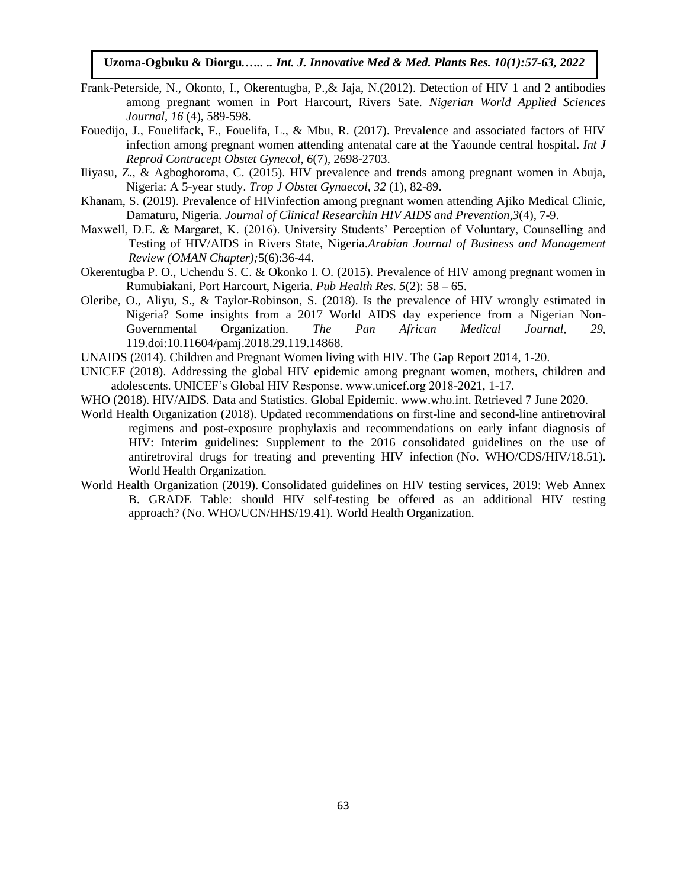Frank-Peterside, N., Okonto, I., Okerentugba, P.,& Jaja, N.(2012). Detection of HIV 1 and 2 antibodies among pregnant women in Port Harcourt, Rivers Sate. *Nigerian World Applied Sciences Journal, 16* (4), 589-598.

Fouedijo, J., Fouelifack, F., Fouelifa, L., & Mbu, R. (2017). Prevalence and associated factors of HIV infection among pregnant women attending antenatal care at the Yaounde central hospital. *Int J Reprod Contracept Obstet Gynecol, 6*(7), 2698-2703.

Iliyasu, Z., & Agboghoroma, C. (2015). HIV prevalence and trends among pregnant women in Abuja, Nigeria: A 5-year study. *Trop J Obstet Gynaecol, 32* (1), 82-89.

Khanam, S. (2019). Prevalence of HIVinfection among pregnant women attending Ajiko Medical Clinic, Damaturu, Nigeria. *Journal of Clinical Researchin HIV AIDS and Prevention,3*(4), 7-9.

Maxwell, D.E. & Margaret, K. (2016). University Students' Perception of Voluntary, Counselling and Testing of HIV/AIDS in Rivers State, Nigeria.*Arabian Journal of Business and Management Review (OMAN Chapter);*5(6):36-44.

Okerentugba P. O., Uchendu S. C. & Okonko I. O. (2015). Prevalence of HIV among pregnant women in Rumubiakani, Port Harcourt, Nigeria. *Pub Health Res. 5*(2): 58 – 65.

Oleribe, O., Aliyu, S., & Taylor-Robinson, S. (2018). Is the prevalence of HIV wrongly estimated in Nigeria? Some insights from a 2017 World AIDS day experience from a Nigerian Non-Governmental Organization. *The Pan African Medical Journal, 29,* 119.doi:10.11604/pamj.2018.29.119.14868.

UNAIDS (2014). Children and Pregnant Women living with HIV. The Gap Report 2014, 1-20.

UNICEF (2018). Addressing the global HIV epidemic among pregnant women, mothers, children and adolescents. UNICEF's Global HIV Response. www.unicef.org 2018-2021, 1-17.

WHO (2018). HIV/AIDS. Data and Statistics. Global Epidemic. www.who.int. Retrieved 7 June 2020.

World Health Organization (2018). Updated recommendations on first-line and second-line antiretroviral regimens and post-exposure prophylaxis and recommendations on early infant diagnosis of HIV: Interim guidelines: Supplement to the 2016 consolidated guidelines on the use of antiretroviral drugs for treating and preventing HIV infection (No. WHO/CDS/HIV/18.51). World Health Organization.

World Health Organization (2019). Consolidated guidelines on HIV testing services, 2019: Web Annex B. GRADE Table: should HIV self-testing be offered as an additional HIV testing approach? (No. WHO/UCN/HHS/19.41). World Health Organization.